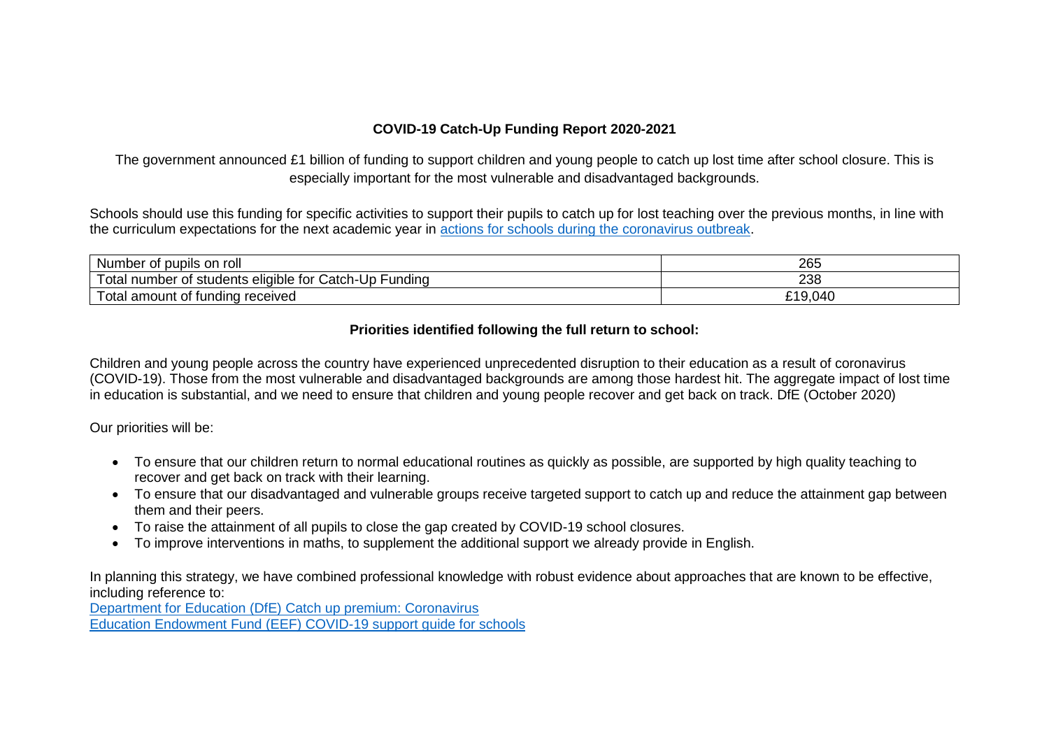# COVID-19 Catch-Up Funding Report 2020-2021

The government announced £1 billion of funding to support children and young people to catch up lost time after school closure. This is especially important for the most vulnerable and disadvantaged backgrounds.

Schools should use this funding for specific activities to support their pupils to catch up for lost teaching over the previous months, in line with the curriculum expectations for the next academic year in [actions for schools during the coronavirus outbreak](#).

| Number of pupils on roll | 265 |
| --- | --- |
| Total number of students eligible for Catch-Up Funding | 238 |
| Total amount of funding received | £19,040 |

## Priorities identified following the full return to school:

Children and young people across the country have experienced unprecedented disruption to their education as a result of coronavirus (COVID-19). Those from the most vulnerable and disadvantaged backgrounds are among those hardest hit. The aggregate impact of lost time in education is substantial, and we need to ensure that children and young people recover and get back on track. DfE (October 2020)

Our priorities will be:

- To ensure that our children return to normal educational routines as quickly as possible, are supported by high quality teaching to recover and get back on track with their learning.
- To ensure that our disadvantaged and vulnerable groups receive targeted support to catch up and reduce the attainment gap between them and their peers.
- To raise the attainment of all pupils to close the gap created by COVID-19 school closures.
- To improve interventions in maths, to supplement the additional support we already provide in English.

In planning this strategy, we have combined professional knowledge with robust evidence about approaches that are known to be effective, including reference to:
[Department for Education (DfE) Catch up premium: Coronavirus](#)
[Education Endowment Fund (EEF) COVID-19 support guide for schools](#)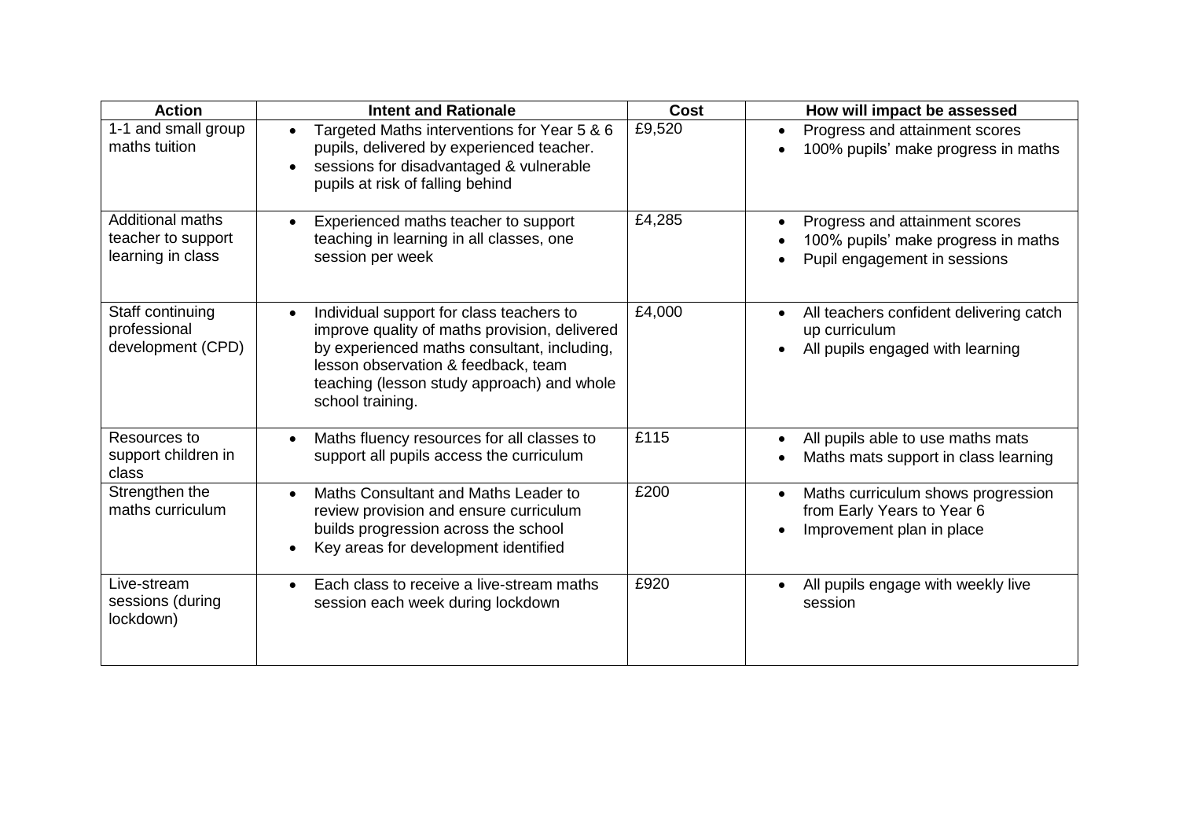| Action | Intent and Rationale | Cost | How will impact be assessed |
|---|---|---|---|
| 1-1 and small group maths tuition | • Targeted Maths interventions for Year 5 & 6 pupils, delivered by experienced teacher.<br>• sessions for disadvantaged & vulnerable pupils at risk of falling behind | £9,520 | • Progress and attainment scores<br>• 100% pupils' make progress in maths |
| Additional maths teacher to support learning in class | • Experienced maths teacher to support teaching in learning in all classes, one session per week | £4,285 | • Progress and attainment scores<br>• 100% pupils' make progress in maths<br>• Pupil engagement in sessions |
| Staff continuing professional development (CPD) | • Individual support for class teachers to improve quality of maths provision, delivered by experienced maths consultant, including, lesson observation & feedback, team teaching (lesson study approach) and whole school training. | £4,000 | • All teachers confident delivering catch up curriculum<br>• All pupils engaged with learning |
| Resources to support children in class | • Maths fluency resources for all classes to support all pupils access the curriculum | £115 | • All pupils able to use maths mats<br>• Maths mats support in class learning |
| Strengthen the maths curriculum | • Maths Consultant and Maths Leader to review provision and ensure curriculum builds progression across the school<br>• Key areas for development identified | £200 | • Maths curriculum shows progression from Early Years to Year 6<br>• Improvement plan in place |
| Live-stream sessions (during lockdown) | • Each class to receive a live-stream maths session each week during lockdown | £920 | • All pupils engage with weekly live session |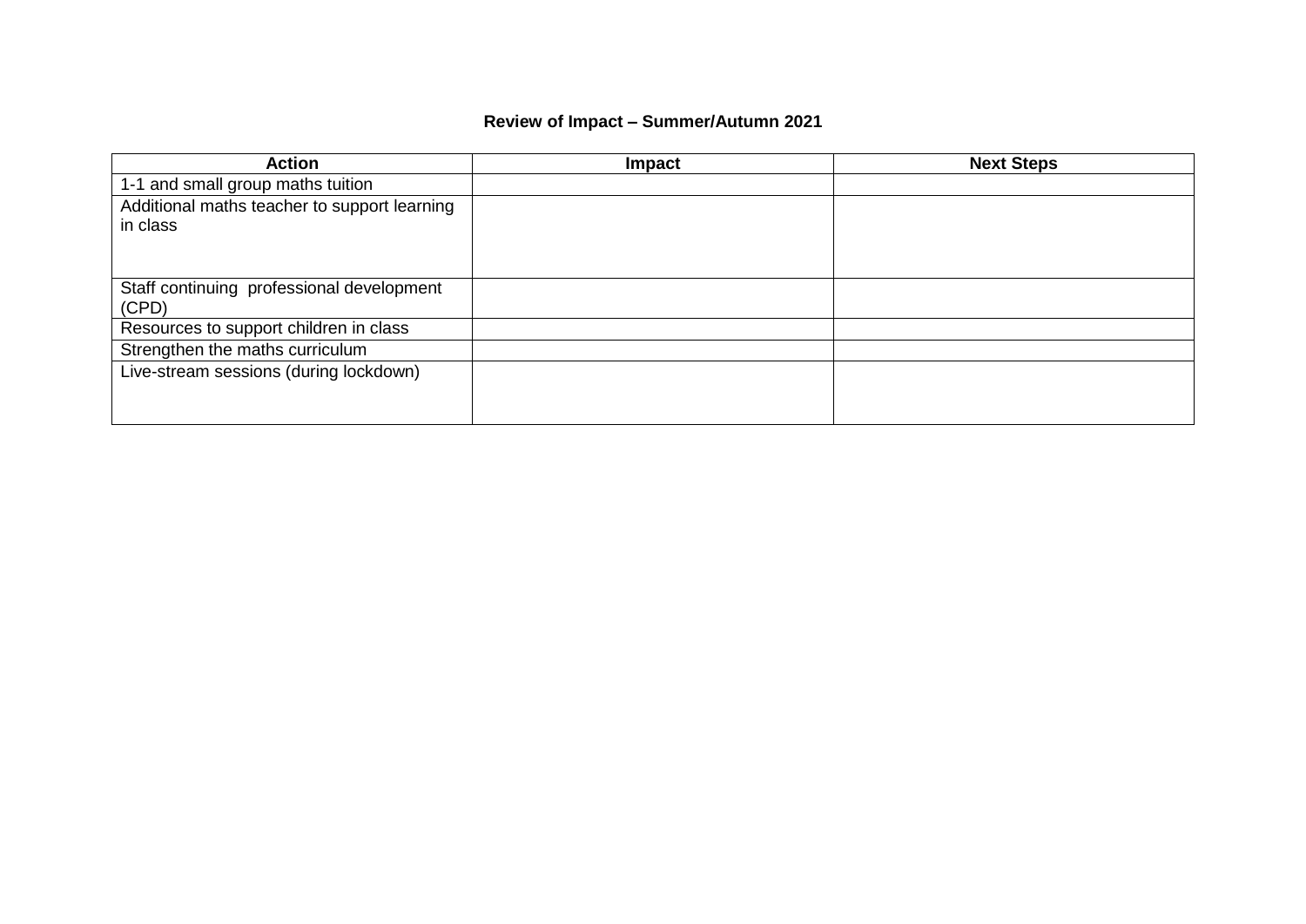**Review of Impact – Summer/Autumn 2021**

| Action | Impact | Next Steps |
| --- | --- | --- |
| 1-1 and small group maths tuition | | |
| Additional maths teacher to support learning in class | | |
| Staff continuing professional development (CPD) | | |
| Resources to support children in class | | |
| Strengthen the maths curriculum | | |
| Live-stream sessions (during lockdown) | | |